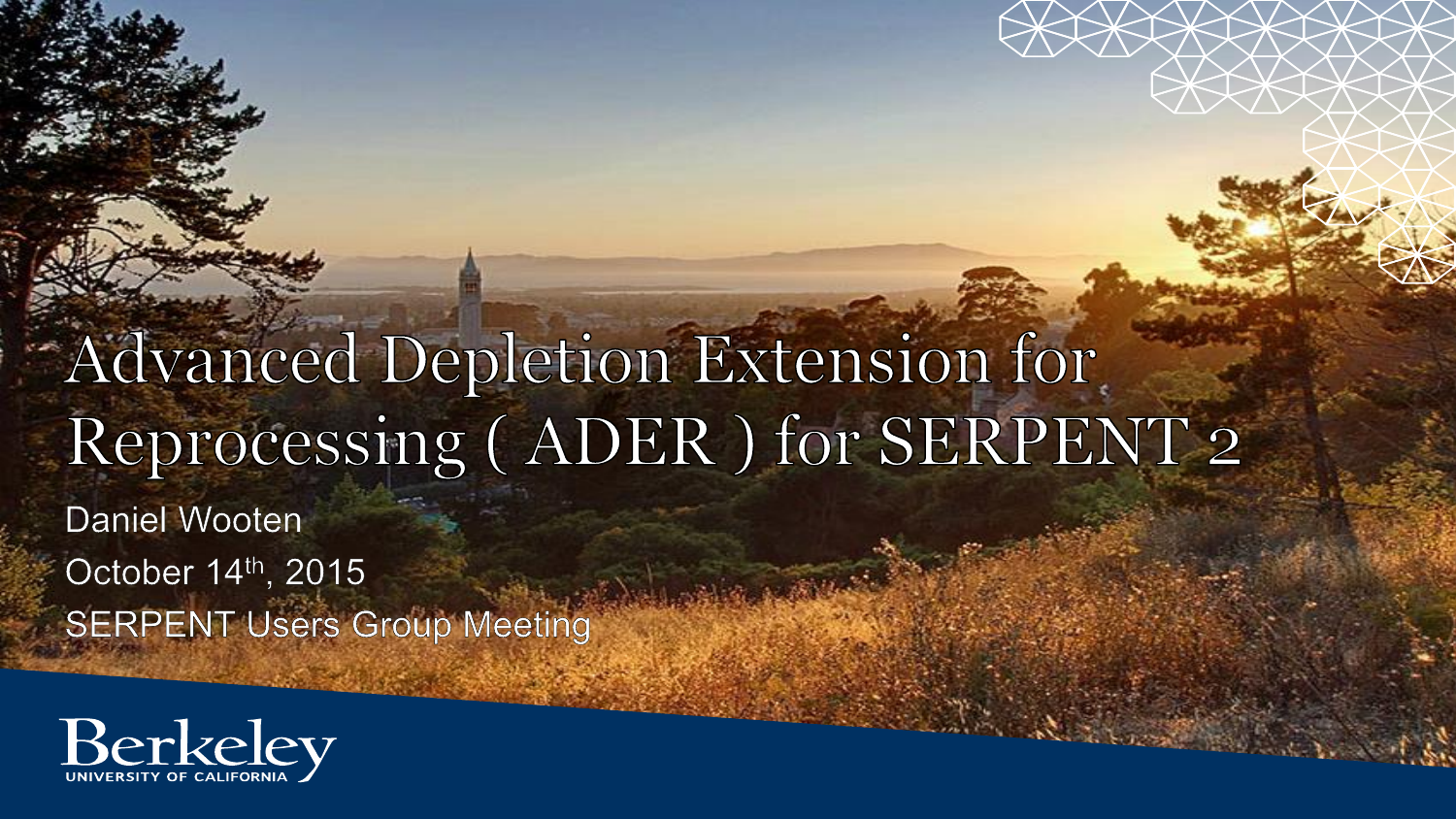# Advanced Depletion Extension for Reprocessing ( ADER ) for SERPENT 2

Daniel Wooten

October 14th, 2015

SERPENT Users Group Meeting

Berkeley
UNIVERSITY OF CALIFORNIA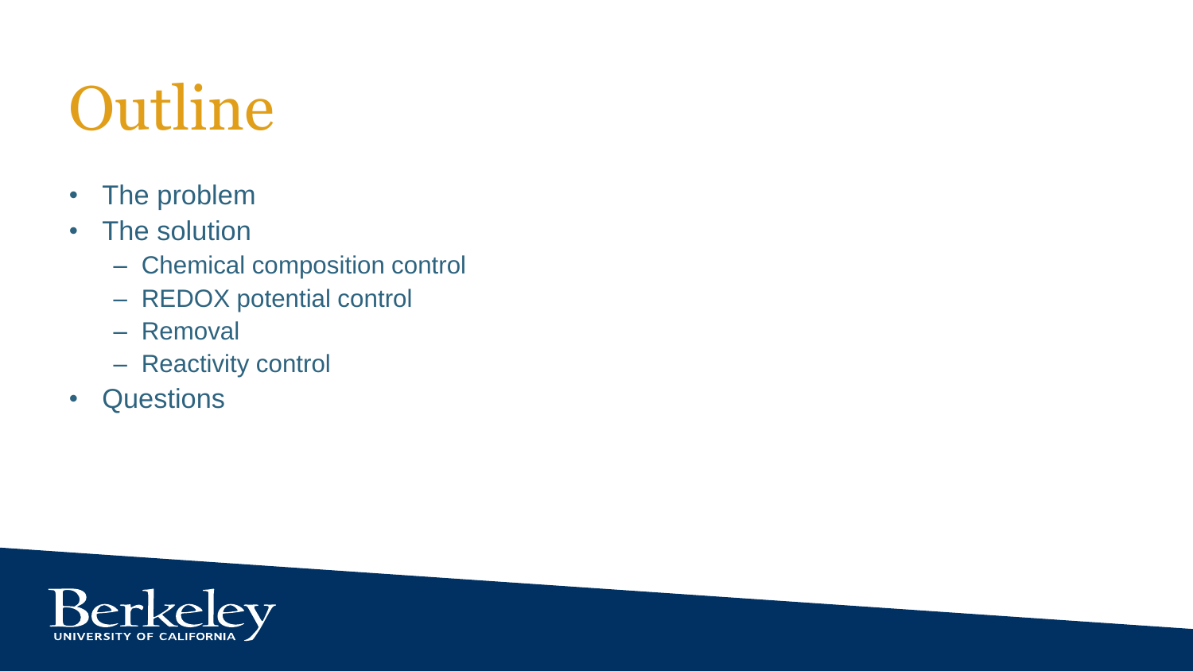# Outline

- The problem
- The solution
  - Chemical composition control
  - REDOX potential control
  - Removal
  - Reactivity control
- Questions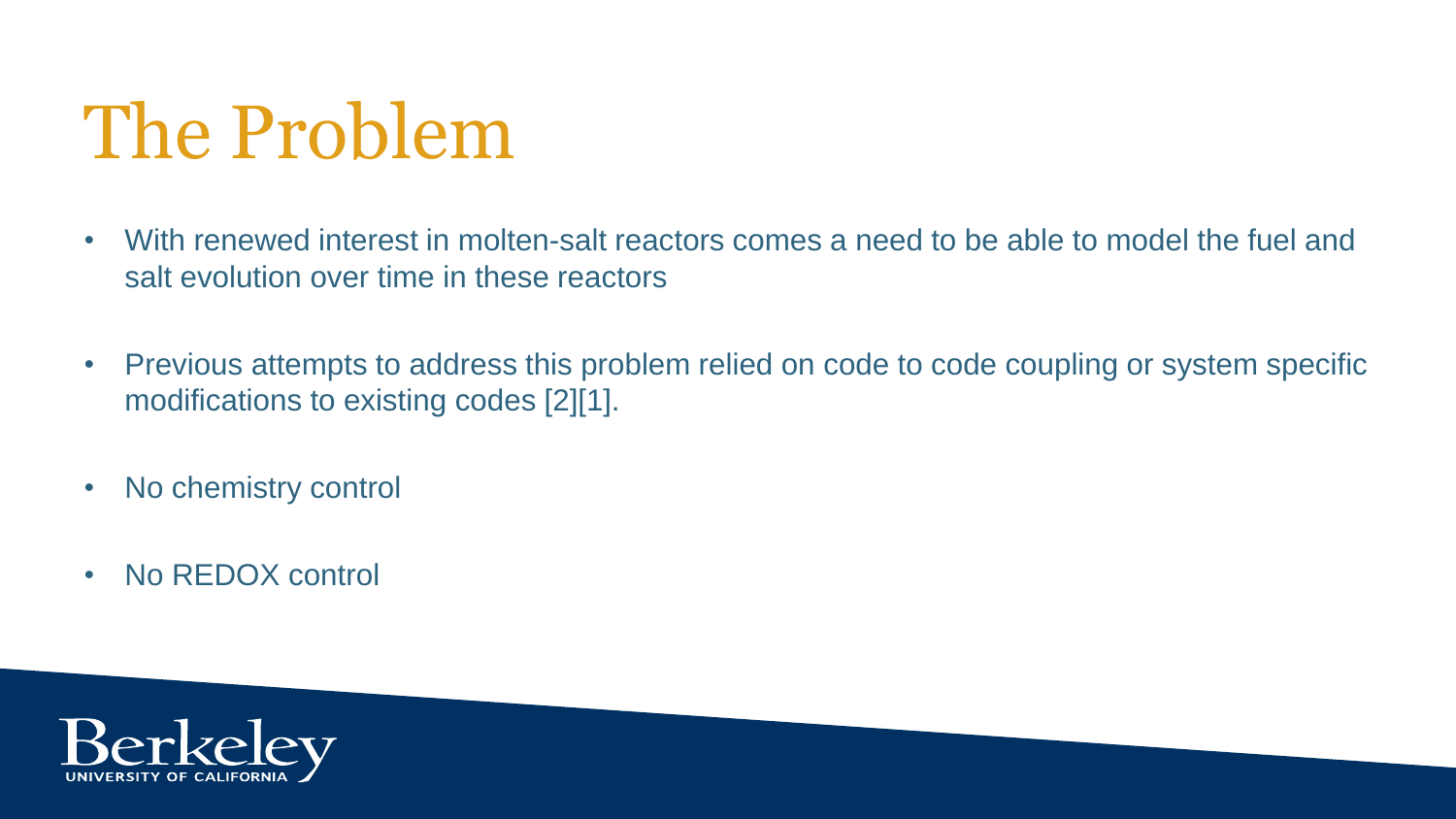# The Problem

- With renewed interest in molten-salt reactors comes a need to be able to model the fuel and salt evolution over time in these reactors
- Previous attempts to address this problem relied on code to code coupling or system specific modifications to existing codes [2][1].
- No chemistry control
- No REDOX control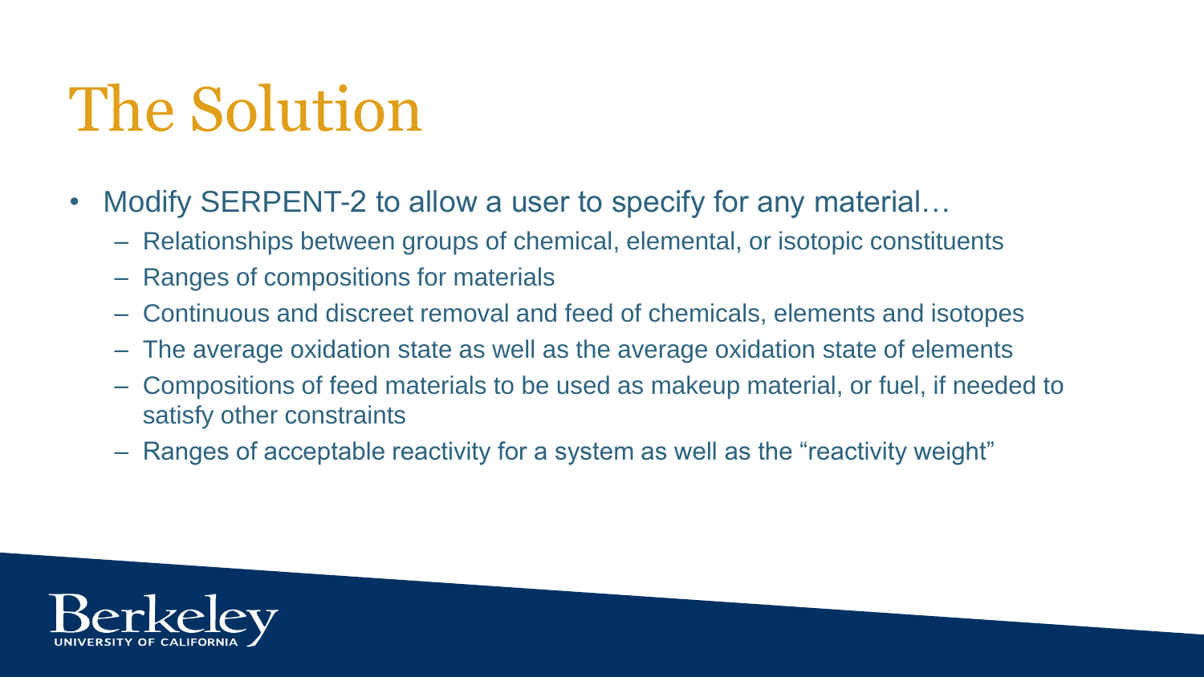# The Solution

- Modify SERPENT-2 to allow a user to specify for any material…
  - Relationships between groups of chemical, elemental, or isotopic constituents
  - Ranges of compositions for materials
  - Continuous and discreet removal and feed of chemicals, elements and isotopes
  - The average oxidation state as well as the average oxidation state of elements
  - Compositions of feed materials to be used as makeup material, or fuel, if needed to satisfy other constraints
  - Ranges of acceptable reactivity for a system as well as the "reactivity weight"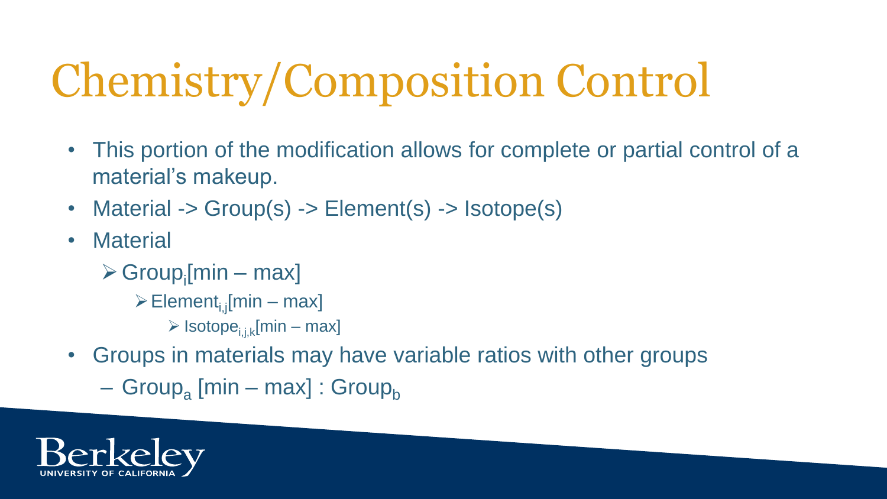# Chemistry/Composition Control

- This portion of the modification allows for complete or partial control of a material's makeup.
- Material -> Group(s) -> Element(s) -> Isotope(s)
- Material
  - $Group_i$[min – max]
    - $Element_{i,j}$[min – max]
      - $Isotope_{i,j,k}$[min – max]
- Groups in materials may have variable ratios with other groups
  - $Group_a$ [min – max] : $Group_b$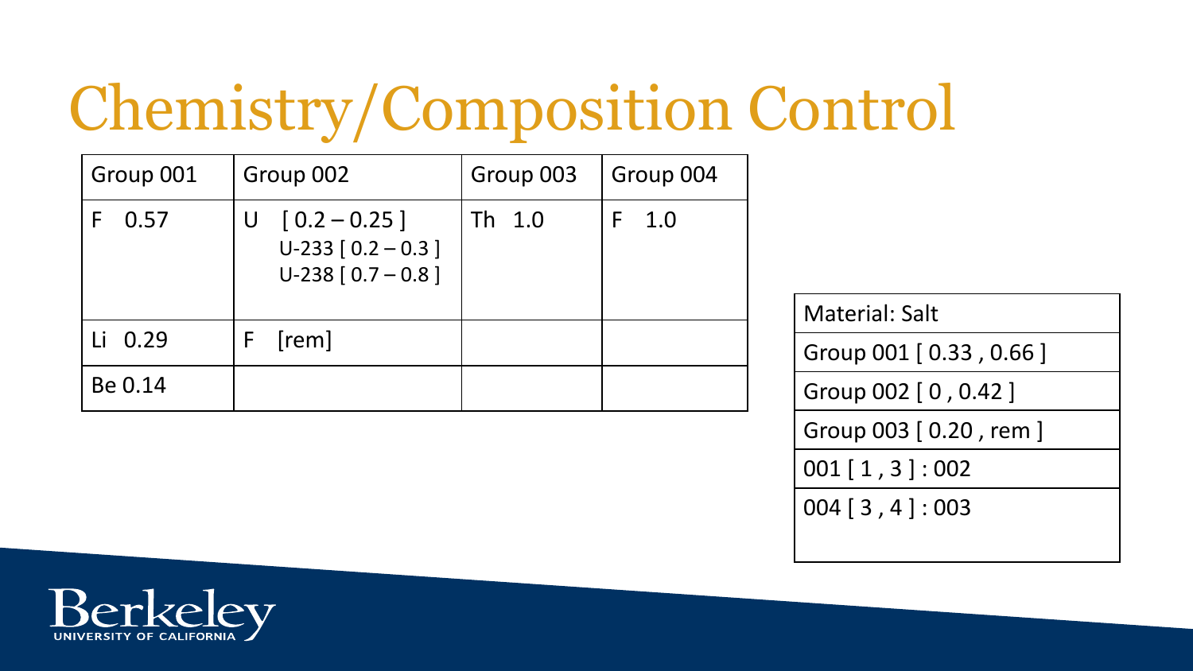# Chemistry/Composition Control

| Group 001 | Group 002 | Group 003 | Group 004 |
| --- | --- | --- | --- |
| F 0.57 | U [ 0.2 – 0.25 ]<br>U-233 [ 0.2 – 0.3 ]<br>U-238 [ 0.7 – 0.8 ] | Th 1.0 | F 1.0 |
| Li 0.29 | F [rem] | | |
| Be 0.14 | | | |

| Material: Salt |
| --- |
| Group 001 [ 0.33 , 0.66 ] |
| Group 002 [ 0 , 0.42 ] |
| Group 003 [ 0.20 , rem ] |
| 001 [ 1 , 3 ] : 002 |
| 004 [ 3 , 4 ] : 003 |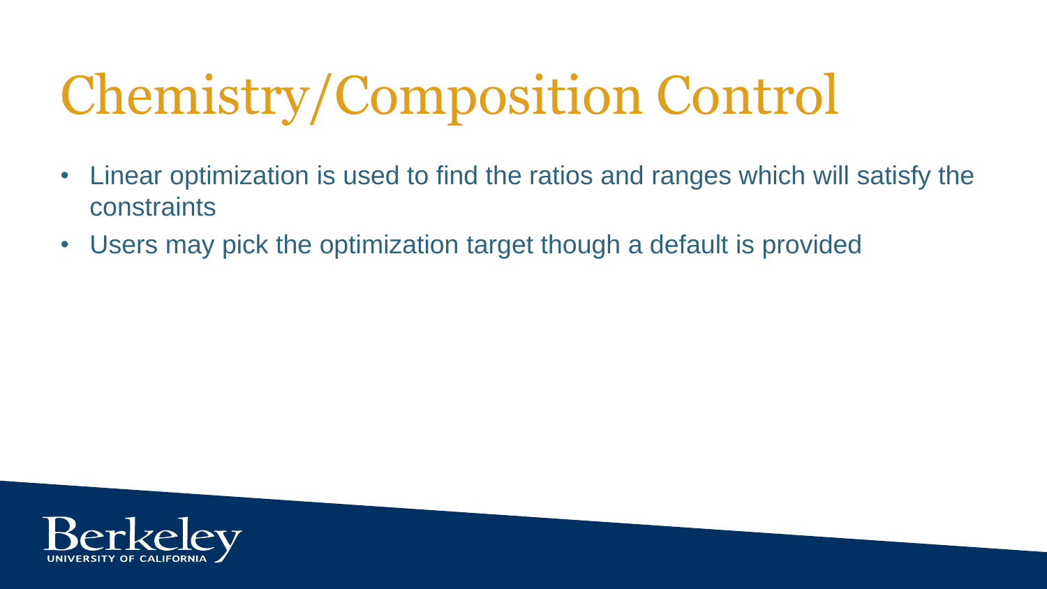# Chemistry/Composition Control

- Linear optimization is used to find the ratios and ranges which will satisfy the constraints
- Users may pick the optimization target though a default is provided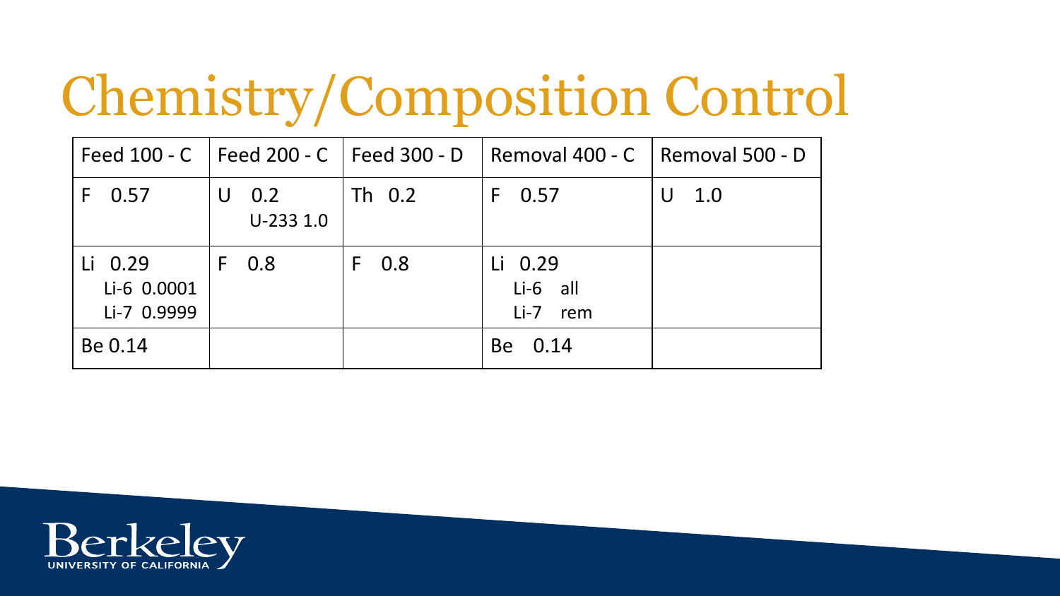# Chemistry/Composition Control

| Feed 100 - C | Feed 200 - C | Feed 300 - D | Removal 400 - C | Removal 500 - D |
|---|---|---|---|---|
| F 0.57 | U 0.2<br>U-233 1.0 | Th 0.2 | F 0.57 | U 1.0 |
| Li 0.29<br>Li-6 0.0001<br>Li-7 0.9999 | F 0.8 | F 0.8 | Li 0.29<br>Li-6 all<br>Li-7 rem | |
| Be 0.14 | | | Be 0.14 | |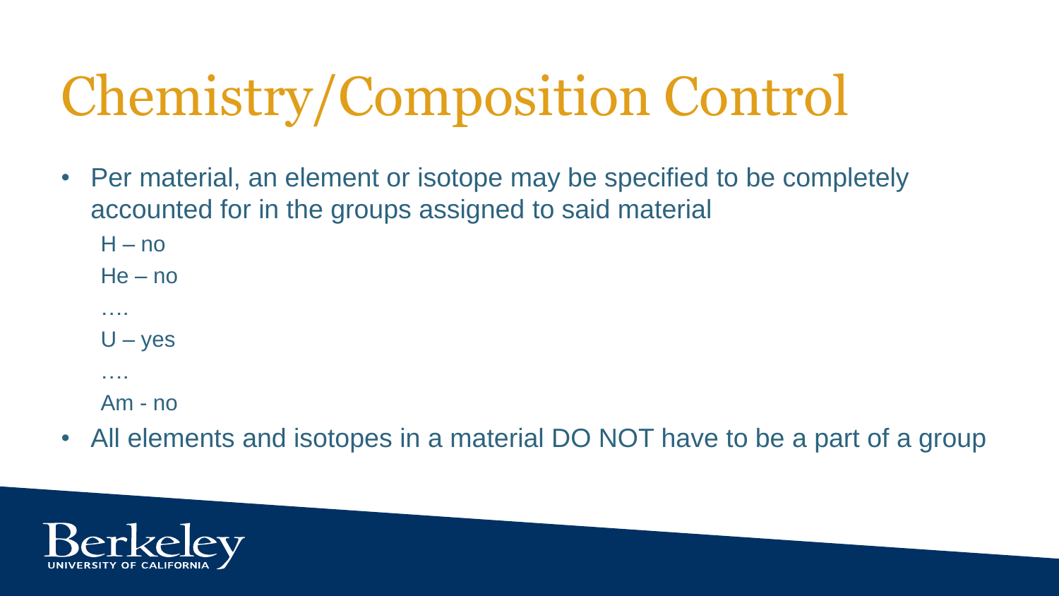# Chemistry/Composition Control

- Per material, an element or isotope may be specified to be completely accounted for in the groups assigned to said material

  H – no

  He – no

  ….

  U – yes

  ….

  Am - no

- All elements and isotopes in a material DO NOT have to be a part of a group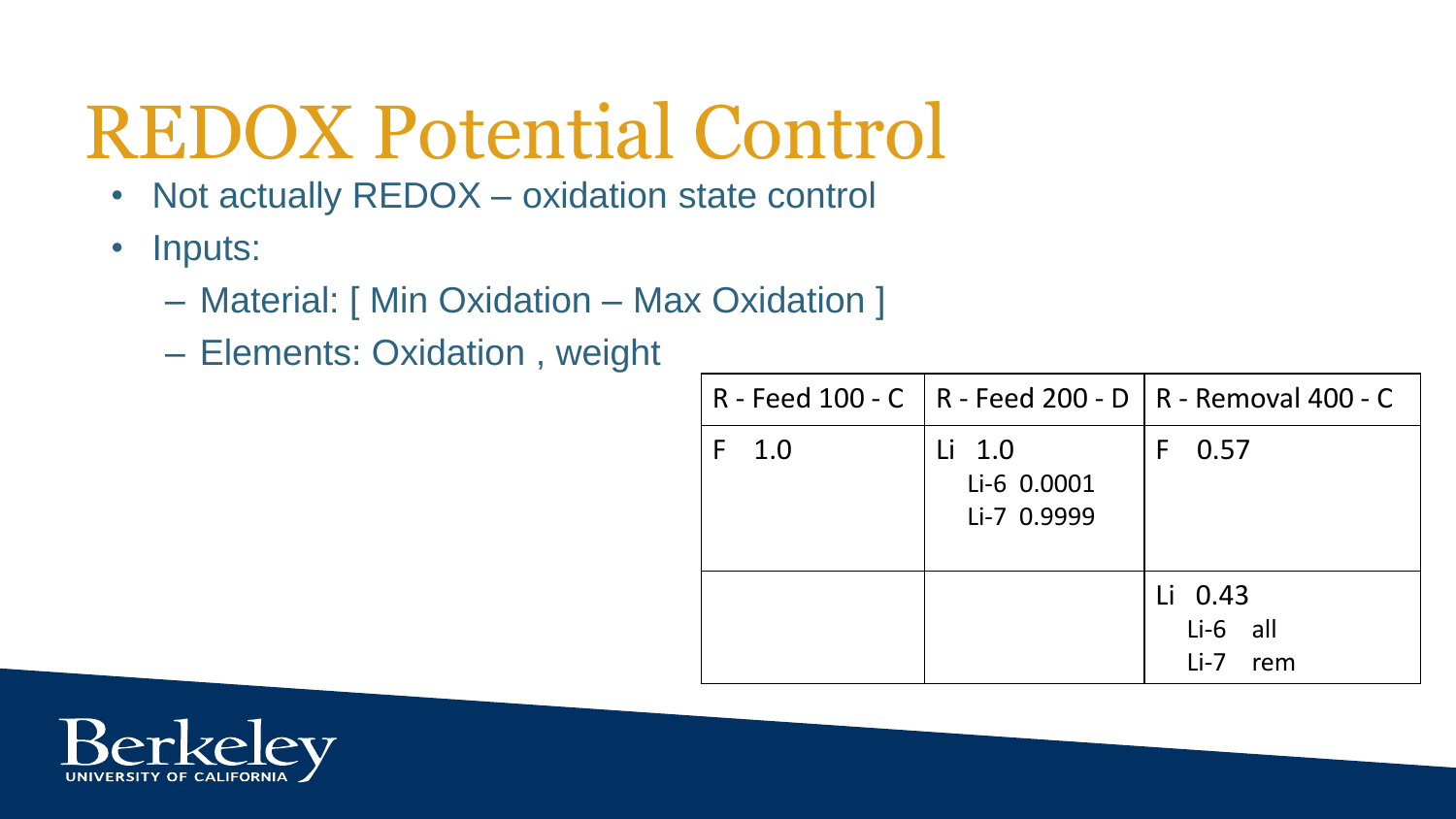# REDOX Potential Control

- Not actually REDOX – oxidation state control
- Inputs:
  - Material: [ Min Oxidation – Max Oxidation ]
  - Elements: Oxidation , weight

| R - Feed 100 - C | R - Feed 200 - D | R - Removal 400 - C |
|---|---|---|
| F 1.0 | Li 1.0<br>Li-6 0.0001<br>Li-7 0.9999 | F 0.57 |
| | | Li 0.43<br>Li-6 all<br>Li-7 rem |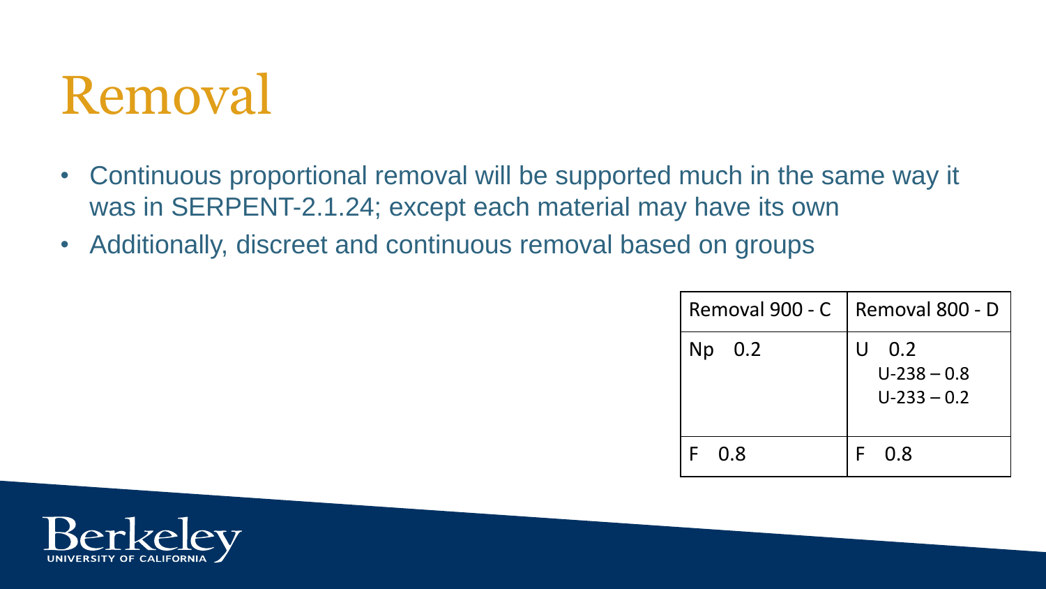# Removal

- Continuous proportional removal will be supported much in the same way it was in SERPENT-2.1.24; except each material may have its own
- Additionally, discreet and continuous removal based on groups

| Removal 900 - C | Removal 800 - D |
| --- | --- |
| Np 0.2 | U 0.2<br>U-238 – 0.8<br>U-233 – 0.2 |
| F 0.8 | F 0.8 |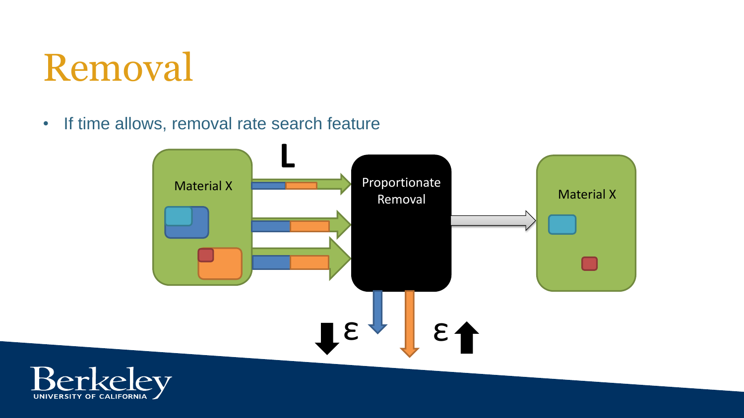# Removal

- If time allows, removal rate search feature

Material X

L

Proportionate Removal

Material X

$\downarrow \varepsilon$

$\varepsilon \uparrow$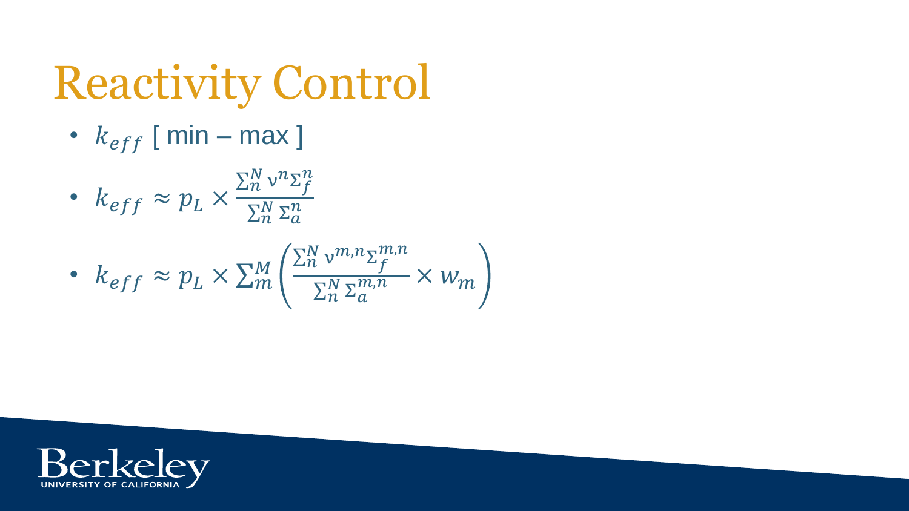# Reactivity Control

- $k_{eff}$ [ min – max ]
- $k_{eff} \approx p_L \times \frac{\sum_n^N \nu^n \Sigma_f^n}{\sum_n^N \Sigma_a^n}$
- $k_{eff} \approx p_L \times \sum_m^M \left( \frac{\sum_n^N \nu^{m,n} \Sigma_f^{m,n}}{\sum_n^N \Sigma_a^{m,n}} \times w_m \right)$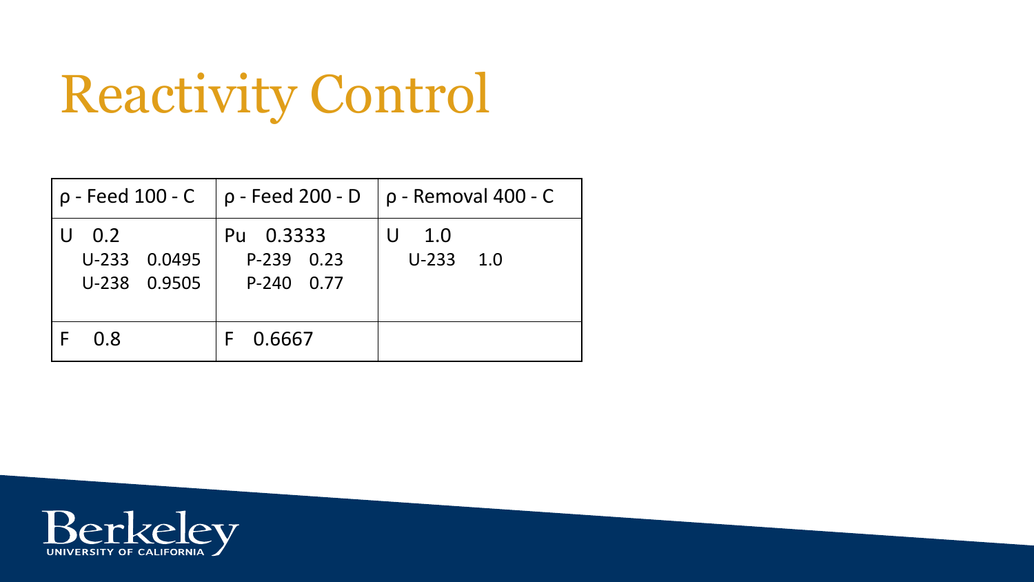# Reactivity Control

| ρ - Feed 100 - C | ρ - Feed 200 - D | ρ - Removal 400 - C |
|---|---|---|
| U 0.2<br>U-233 0.0495<br>U-238 0.9505 | Pu 0.3333<br>P-239 0.23<br>P-240 0.77 | U 1.0<br>U-233 1.0 |
| F 0.8 | F 0.6667 | |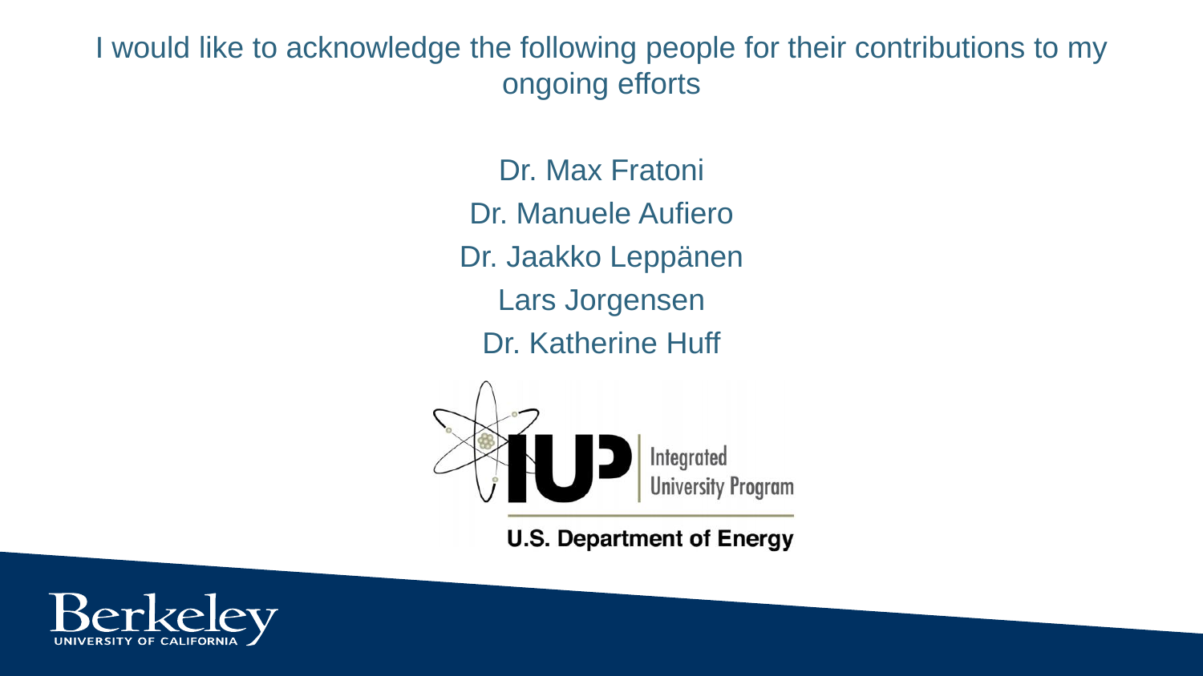I would like to acknowledge the following people for their contributions to my ongoing efforts

Dr. Max Fratoni

Dr. Manuele Aufiero

Dr. Jaakko Leppänen

Lars Jorgensen

Dr. Katherine Huff

IUP Integrated University Program

U.S. Department of Energy

Berkeley UNIVERSITY OF CALIFORNIA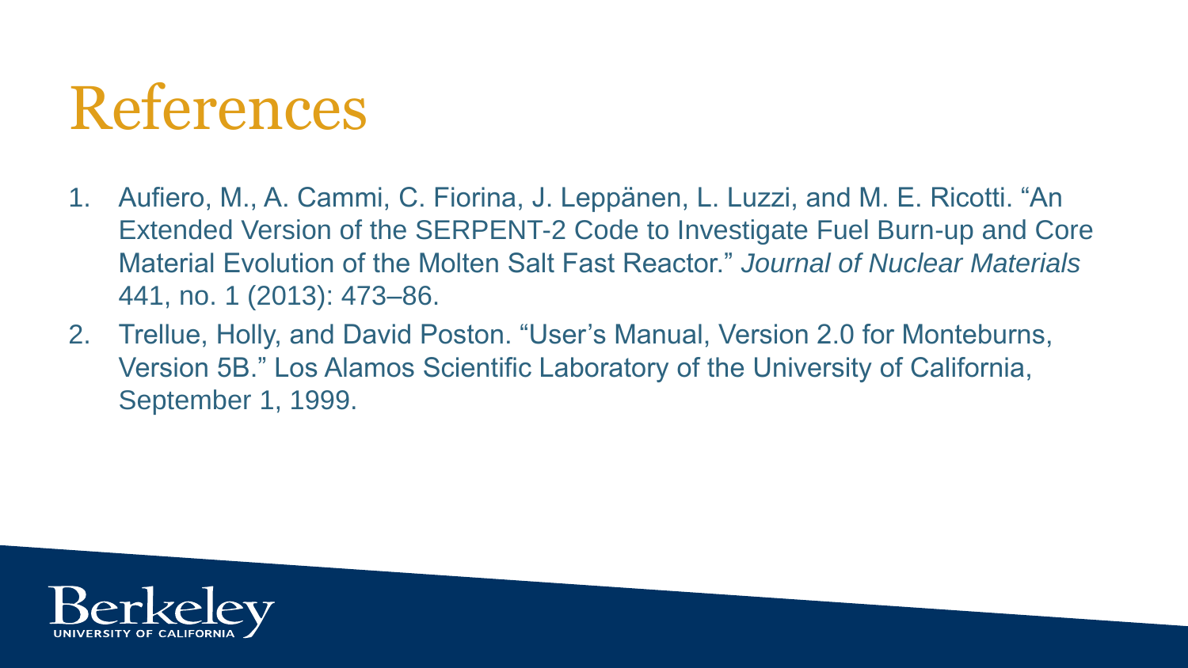# References

1. Aufiero, M., A. Cammi, C. Fiorina, J. Leppänen, L. Luzzi, and M. E. Ricotti. "An Extended Version of the SERPENT-2 Code to Investigate Fuel Burn-up and Core Material Evolution of the Molten Salt Fast Reactor." *Journal of Nuclear Materials* 441, no. 1 (2013): 473–86.
2. Trellue, Holly, and David Poston. "User's Manual, Version 2.0 for Monteburns, Version 5B." Los Alamos Scientific Laboratory of the University of California, September 1, 1999.